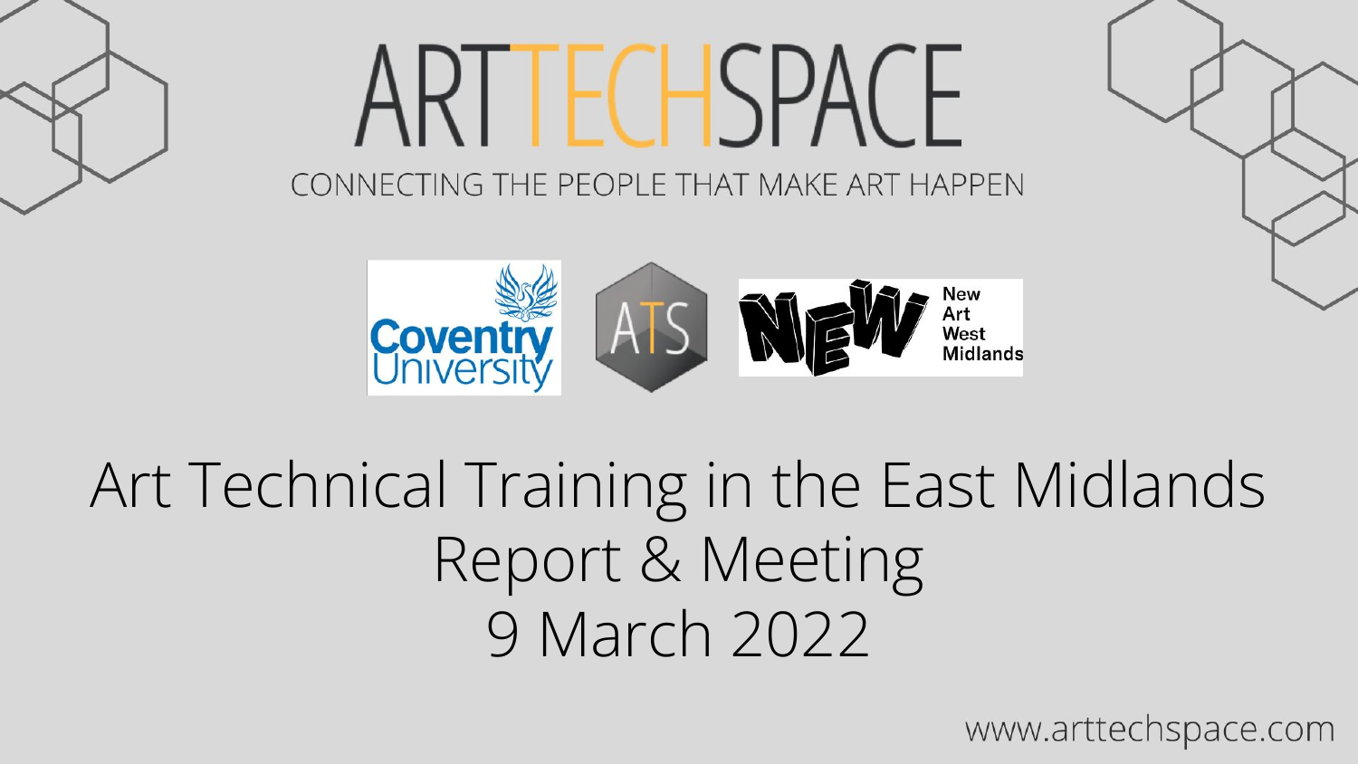# ARTTECHSPACE

CONNECTING THE PEOPLE THAT MAKE ART HAPPEN

Coventry University | ATS | NEW New Art West Midlands

# Art Technical Training in the East Midlands Report & Meeting 9 March 2022

www.arttechspace.com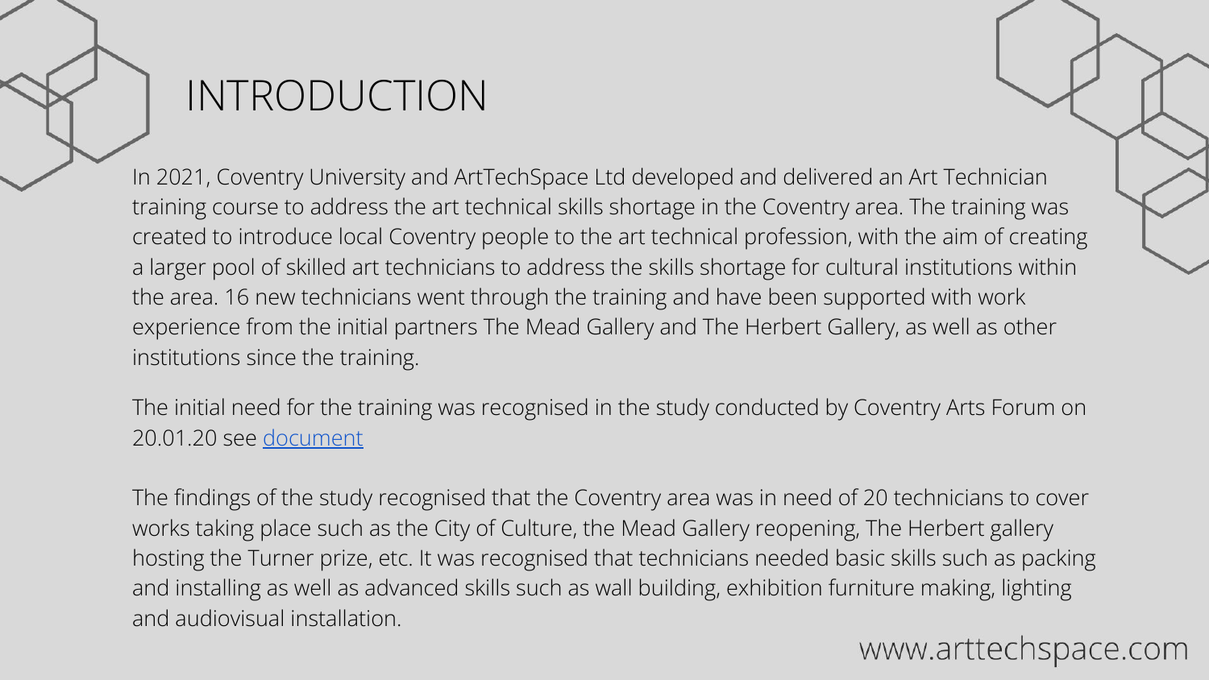# INTRODUCTION

In 2021, Coventry University and ArtTechSpace Ltd developed and delivered an Art Technician training course to address the art technical skills shortage in the Coventry area. The training was created to introduce local Coventry people to the art technical profession, with the aim of creating a larger pool of skilled art technicians to address the skills shortage for cultural institutions within the area. 16 new technicians went through the training and have been supported with work experience from the initial partners The Mead Gallery and The Herbert Gallery, as well as other institutions since the training.

The initial need for the training was recognised in the study conducted by Coventry Arts Forum on 20.01.20 see document

The findings of the study recognised that the Coventry area was in need of 20 technicians to cover works taking place such as the City of Culture, the Mead Gallery reopening, The Herbert gallery hosting the Turner prize, etc. It was recognised that technicians needed basic skills such as packing and installing as well as advanced skills such as wall building, exhibition furniture making, lighting and audiovisual installation.

www.arttechspace.com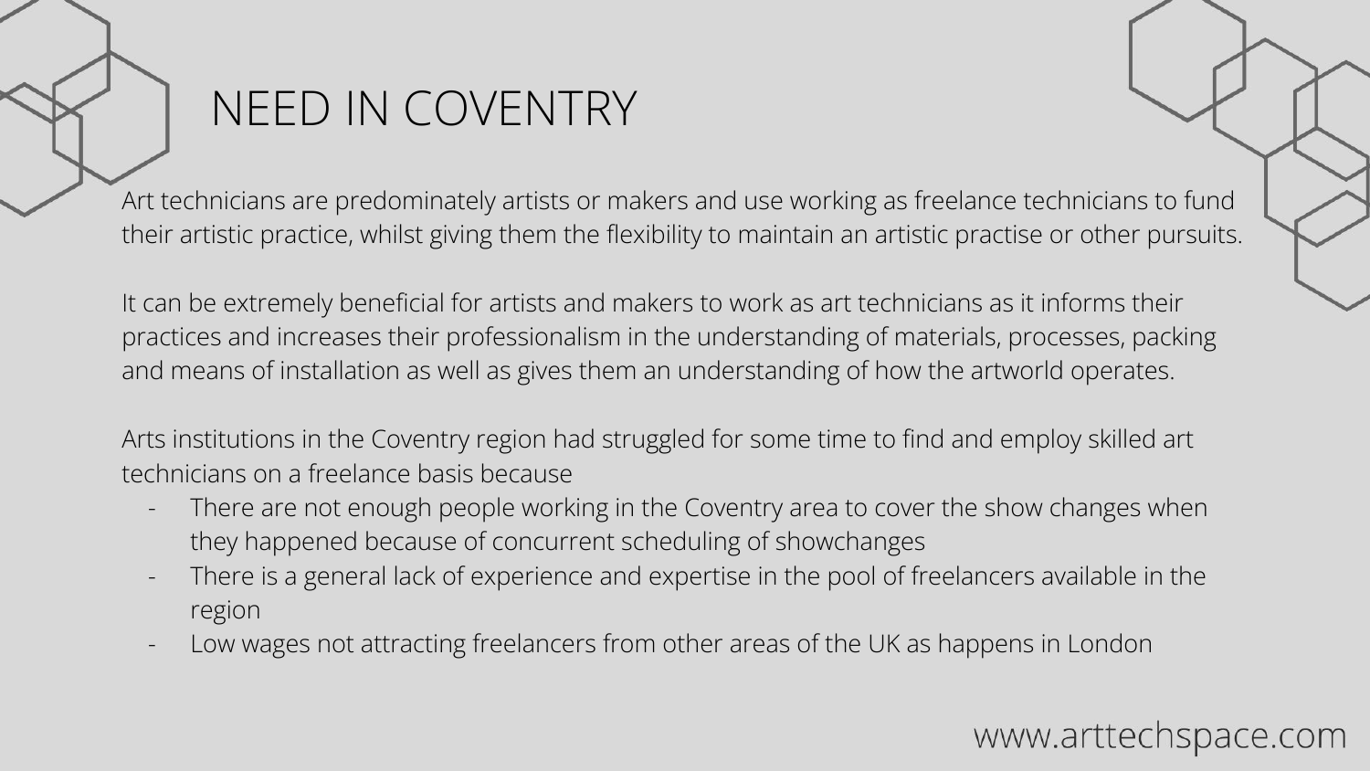# NEED IN COVENTRY

Art technicians are predominately artists or makers and use working as freelance technicians to fund their artistic practice, whilst giving them the flexibility to maintain an artistic practise or other pursuits.

It can be extremely beneficial for artists and makers to work as art technicians as it informs their practices and increases their professionalism in the understanding of materials, processes, packing and means of installation as well as gives them an understanding of how the artworld operates.

Arts institutions in the Coventry region had struggled for some time to find and employ skilled art technicians on a freelance basis because

- There are not enough people working in the Coventry area to cover the show changes when they happened because of concurrent scheduling of showchanges
- There is a general lack of experience and expertise in the pool of freelancers available in the region
- Low wages not attracting freelancers from other areas of the UK as happens in London

www.arttechspace.com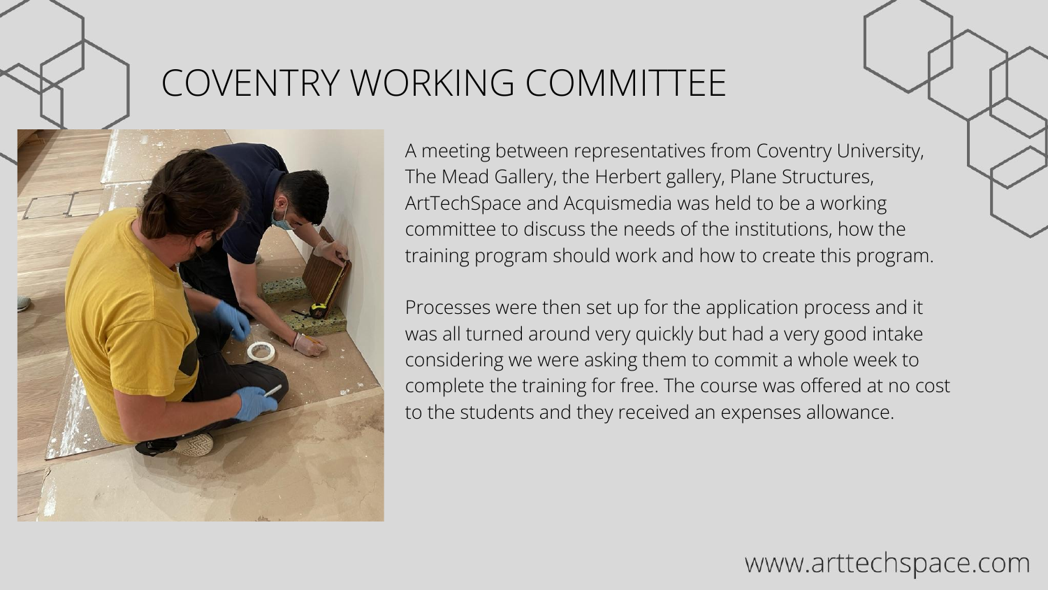# COVENTRY WORKING COMMITTEE

A meeting between representatives from Coventry University, The Mead Gallery, the Herbert gallery, Plane Structures, ArtTechSpace and Acquismedia was held to be a working committee to discuss the needs of the institutions, how the training program should work and how to create this program.

Processes were then set up for the application process and it was all turned around very quickly but had a very good intake considering we were asking them to commit a whole week to complete the training for free. The course was offered at no cost to the students and they received an expenses allowance.

www.arttechspace.com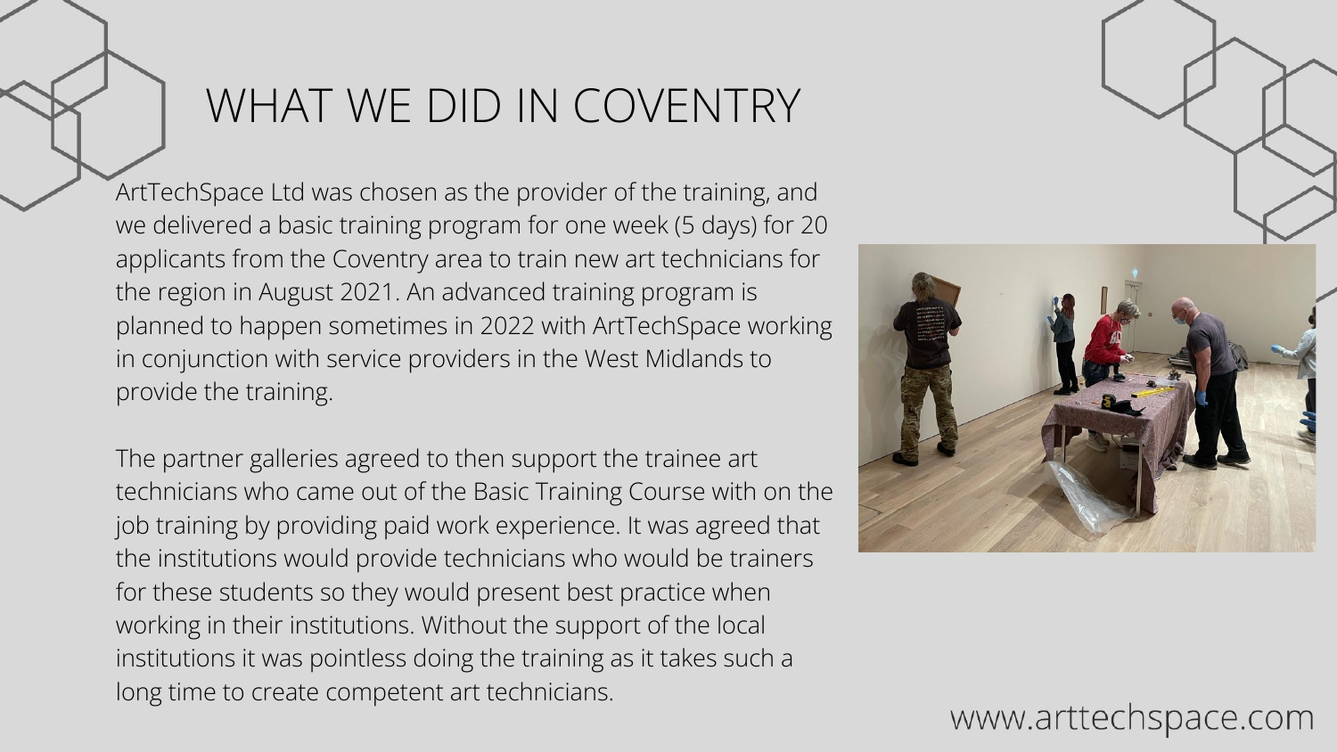# WHAT WE DID IN COVENTRY

ArtTechSpace Ltd was chosen as the provider of the training, and we delivered a basic training program for one week (5 days) for 20 applicants from the Coventry area to train new art technicians for the region in August 2021. An advanced training program is planned to happen sometimes in 2022 with ArtTechSpace working in conjunction with service providers in the West Midlands to provide the training.

The partner galleries agreed to then support the trainee art technicians who came out of the Basic Training Course with on the job training by providing paid work experience. It was agreed that the institutions would provide technicians who would be trainers for these students so they would present best practice when working in their institutions. Without the support of the local institutions it was pointless doing the training as it takes such a long time to create competent art technicians.

www.arttechspace.com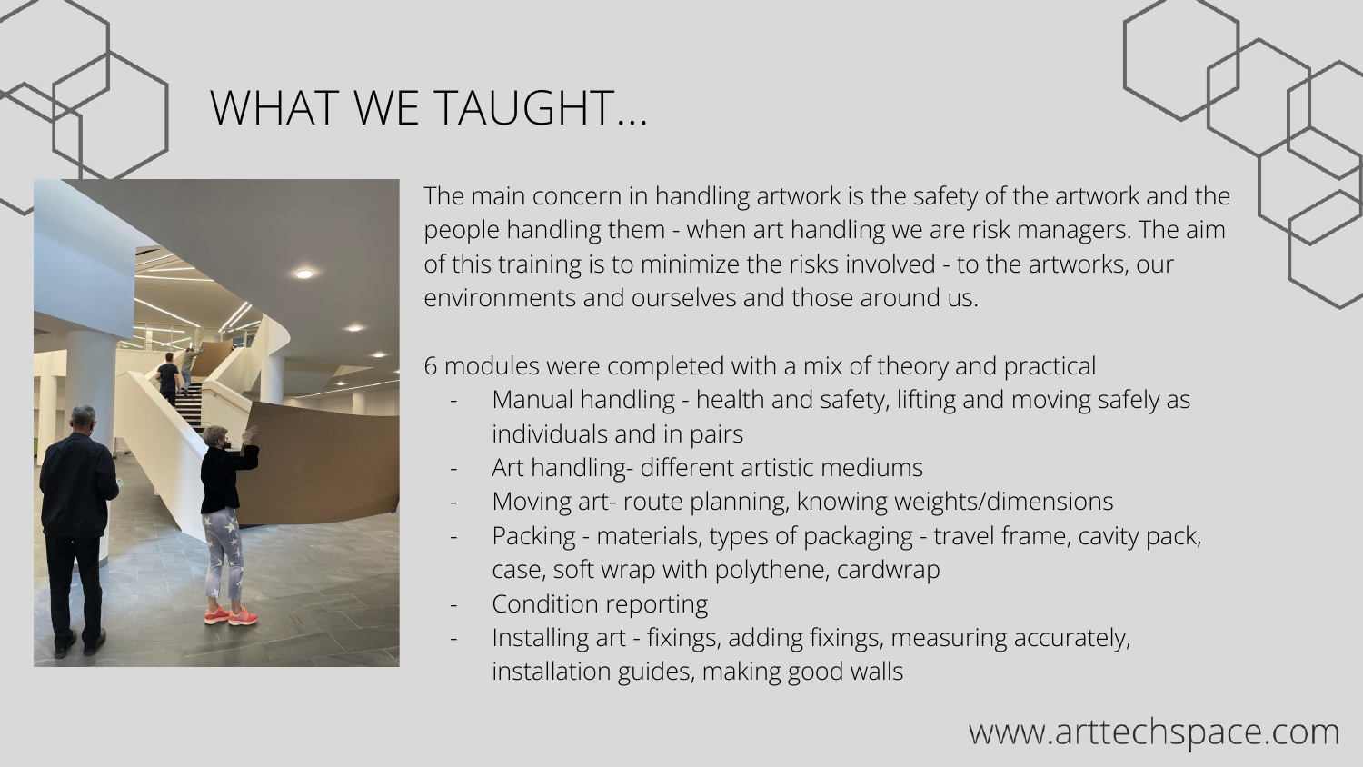# WHAT WE TAUGHT...

The main concern in handling artwork is the safety of the artwork and the people handling them - when art handling we are risk managers. The aim of this training is to minimize the risks involved - to the artworks, our environments and ourselves and those around us.

6 modules were completed with a mix of theory and practical

- Manual handling - health and safety, lifting and moving safely as individuals and in pairs
- Art handling- different artistic mediums
- Moving art- route planning, knowing weights/dimensions
- Packing - materials, types of packaging - travel frame, cavity pack, case, soft wrap with polythene, cardwrap
- Condition reporting
- Installing art - fixings, adding fixings, measuring accurately, installation guides, making good walls

www.arttechspace.com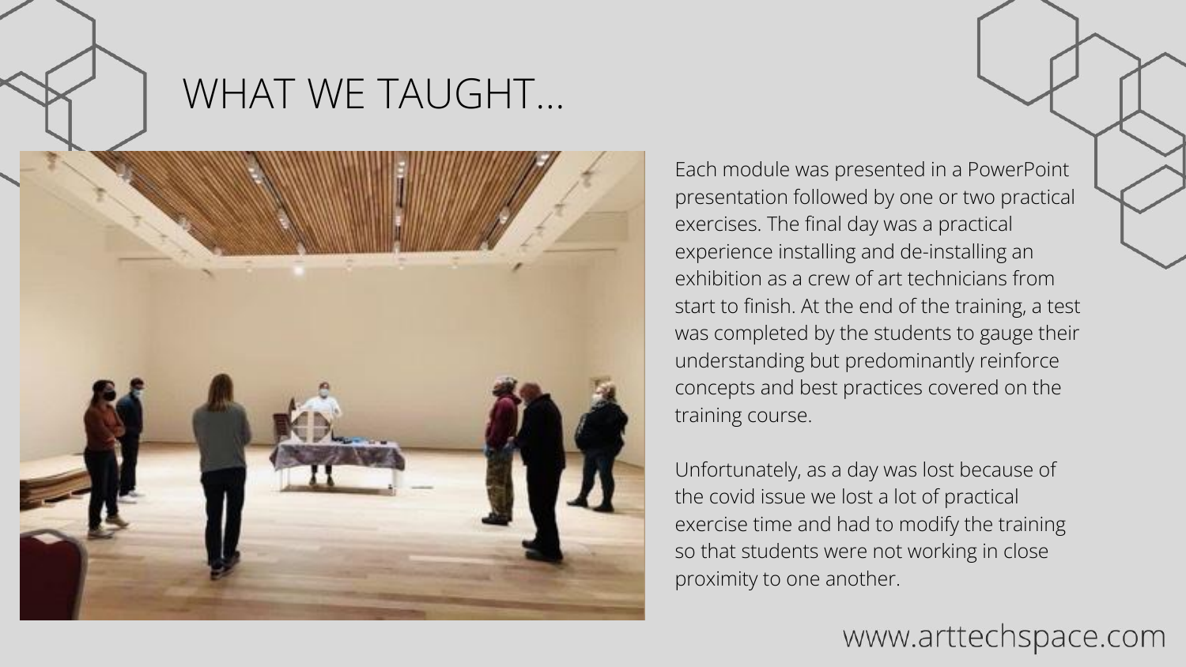# WHAT WE TAUGHT...

Each module was presented in a PowerPoint presentation followed by one or two practical exercises. The final day was a practical experience installing and de-installing an exhibition as a crew of art technicians from start to finish. At the end of the training, a test was completed by the students to gauge their understanding but predominantly reinforce concepts and best practices covered on the training course.

Unfortunately, as a day was lost because of the covid issue we lost a lot of practical exercise time and had to modify the training so that students were not working in close proximity to one another.

www.arttechspace.com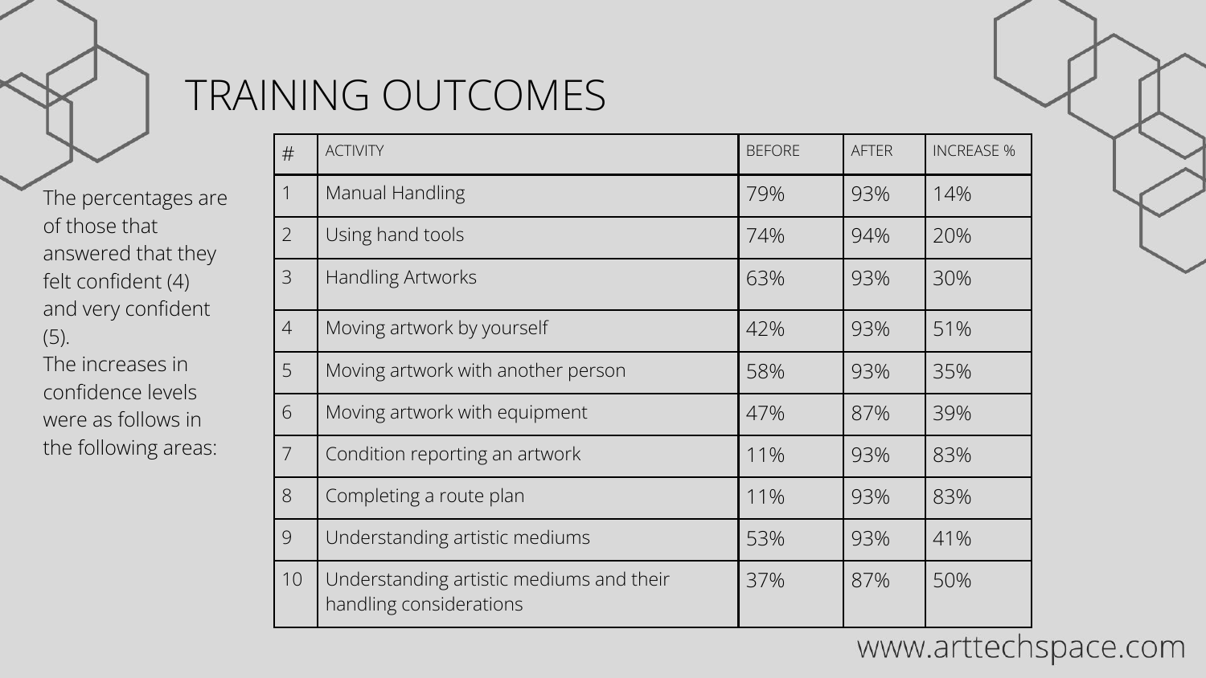# TRAINING OUTCOMES

The percentages are of those that answered that they felt confident (4) and very confident (5).
The increases in confidence levels were as follows in the following areas:

| # | ACTIVITY | BEFORE | AFTER | INCREASE % |
|---|---|---|---|---|
| 1 | Manual Handling | 79% | 93% | 14% |
| 2 | Using hand tools | 74% | 94% | 20% |
| 3 | Handling Artworks | 63% | 93% | 30% |
| 4 | Moving artwork by yourself | 42% | 93% | 51% |
| 5 | Moving artwork with another person | 58% | 93% | 35% |
| 6 | Moving artwork with equipment | 47% | 87% | 39% |
| 7 | Condition reporting an artwork | 11% | 93% | 83% |
| 8 | Completing a route plan | 11% | 93% | 83% |
| 9 | Understanding artistic mediums | 53% | 93% | 41% |
| 10 | Understanding artistic mediums and their handling considerations | 37% | 87% | 50% |

www.arttechspace.com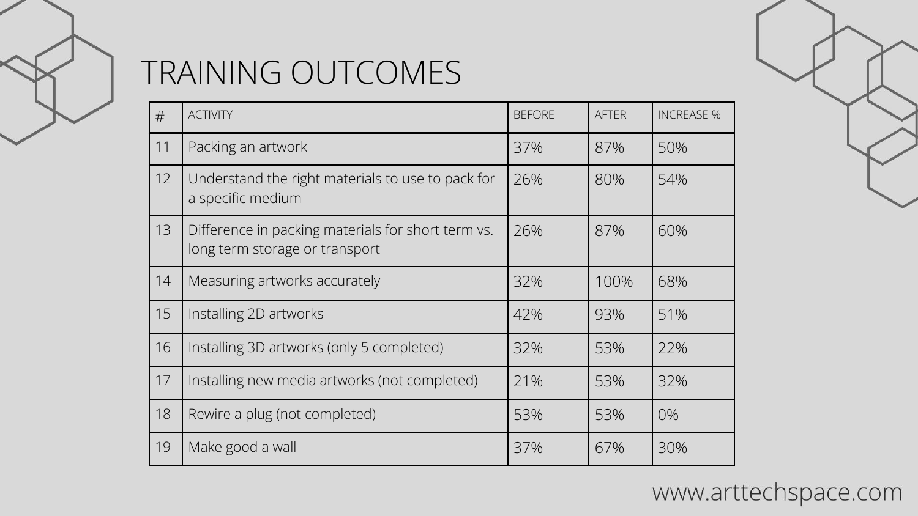# TRAINING OUTCOMES

| # | ACTIVITY | BEFORE | AFTER | INCREASE % |
|---|---|---|---|---|
| 11 | Packing an artwork | 37% | 87% | 50% |
| 12 | Understand the right materials to use to pack for a specific medium | 26% | 80% | 54% |
| 13 | Difference in packing materials for short term vs. long term storage or transport | 26% | 87% | 60% |
| 14 | Measuring artworks accurately | 32% | 100% | 68% |
| 15 | Installing 2D artworks | 42% | 93% | 51% |
| 16 | Installing 3D artworks (only 5 completed) | 32% | 53% | 22% |
| 17 | Installing new media artworks (not completed) | 21% | 53% | 32% |
| 18 | Rewire a plug (not completed) | 53% | 53% | 0% |
| 19 | Make good a wall | 37% | 67% | 30% |

www.arttechspace.com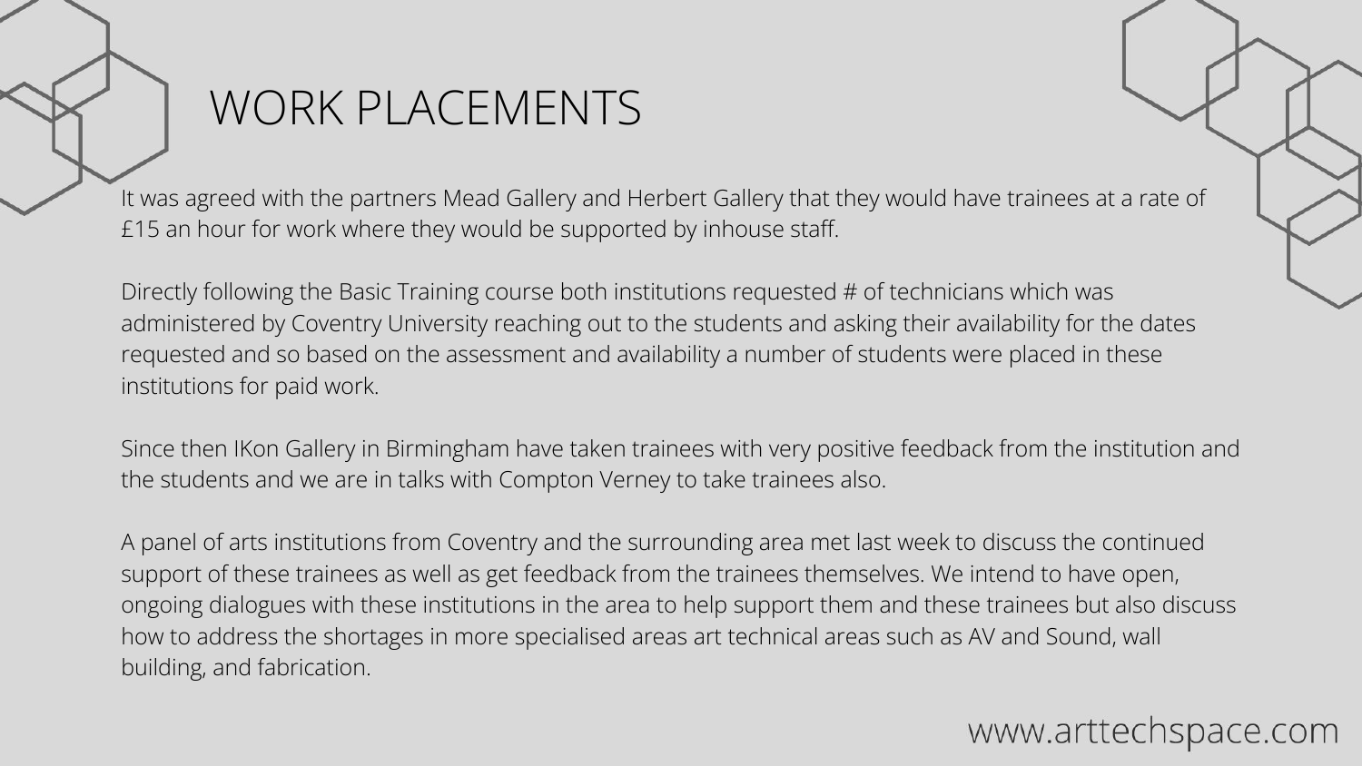# WORK PLACEMENTS

It was agreed with the partners Mead Gallery and Herbert Gallery that they would have trainees at a rate of £15 an hour for work where they would be supported by inhouse staff.

Directly following the Basic Training course both institutions requested # of technicians which was administered by Coventry University reaching out to the students and asking their availability for the dates requested and so based on the assessment and availability a number of students were placed in these institutions for paid work.

Since then IKon Gallery in Birmingham have taken trainees with very positive feedback from the institution and the students and we are in talks with Compton Verney to take trainees also.

A panel of arts institutions from Coventry and the surrounding area met last week to discuss the continued support of these trainees as well as get feedback from the trainees themselves. We intend to have open, ongoing dialogues with these institutions in the area to help support them and these trainees but also discuss how to address the shortages in more specialised areas art technical areas such as AV and Sound, wall building, and fabrication.

www.arttechspace.com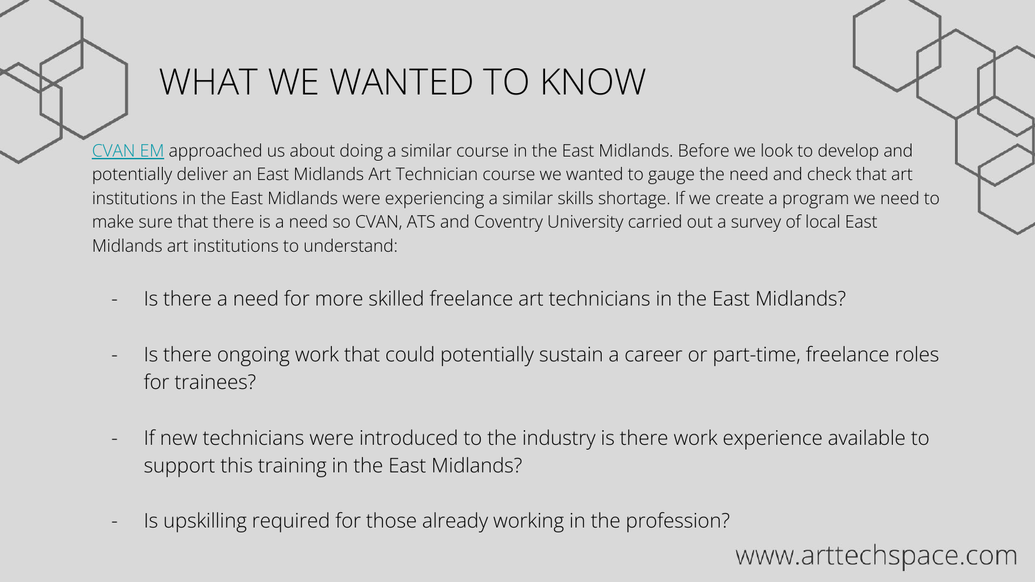# WHAT WE WANTED TO KNOW

CVAN EM approached us about doing a similar course in the East Midlands. Before we look to develop and potentially deliver an East Midlands Art Technician course we wanted to gauge the need and check that art institutions in the East Midlands were experiencing a similar skills shortage. If we create a program we need to make sure that there is a need so CVAN, ATS and Coventry University carried out a survey of local East Midlands art institutions to understand:

- Is there a need for more skilled freelance art technicians in the East Midlands?
- Is there ongoing work that could potentially sustain a career or part-time, freelance roles for trainees?
- If new technicians were introduced to the industry is there work experience available to support this training in the East Midlands?
- Is upskilling required for those already working in the profession?

www.arttechspace.com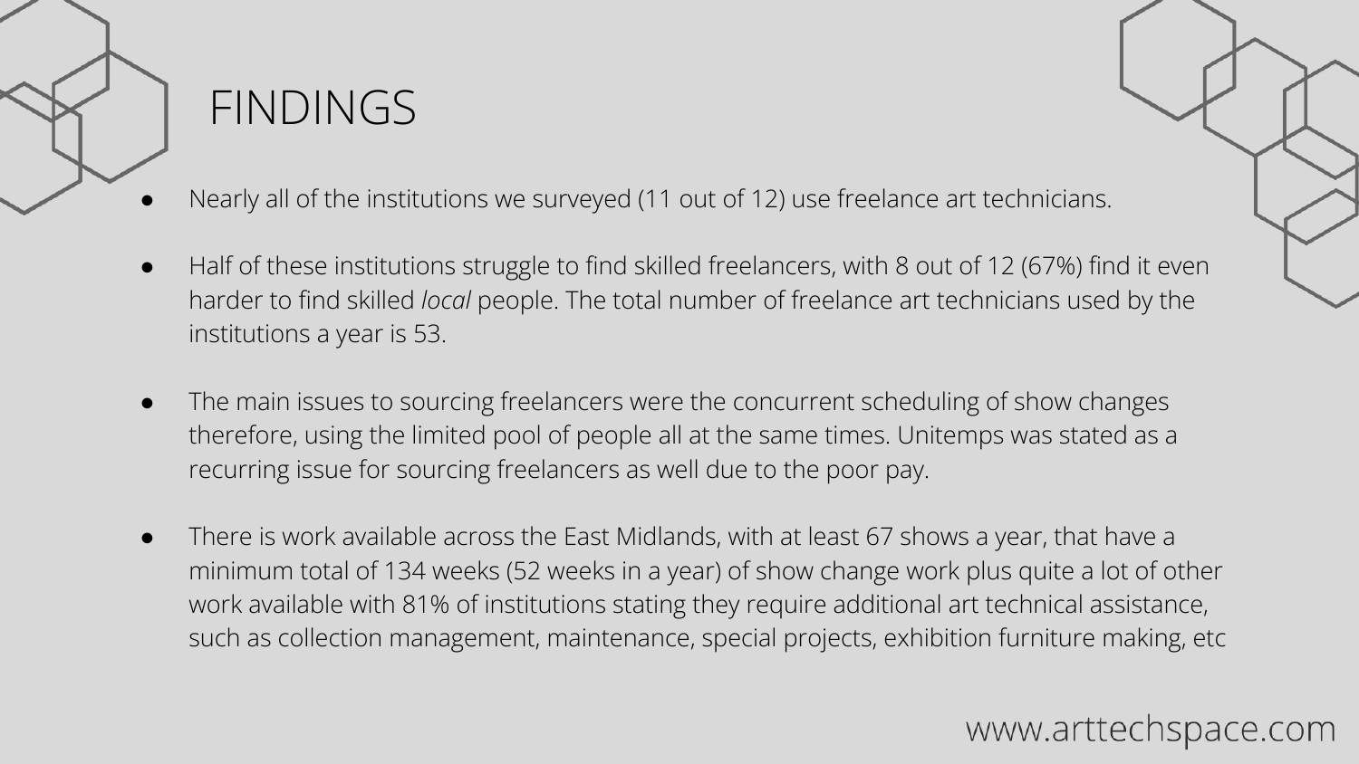# FINDINGS

- Nearly all of the institutions we surveyed (11 out of 12) use freelance art technicians.

- Half of these institutions struggle to find skilled freelancers, with 8 out of 12 (67%) find it even harder to find skilled *local* people. The total number of freelance art technicians used by the institutions a year is 53.

- The main issues to sourcing freelancers were the concurrent scheduling of show changes therefore, using the limited pool of people all at the same times. Unitemps was stated as a recurring issue for sourcing freelancers as well due to the poor pay.

- There is work available across the East Midlands, with at least 67 shows a year, that have a minimum total of 134 weeks (52 weeks in a year) of show change work plus quite a lot of other work available with 81% of institutions stating they require additional art technical assistance, such as collection management, maintenance, special projects, exhibition furniture making, etc

www.arttechspace.com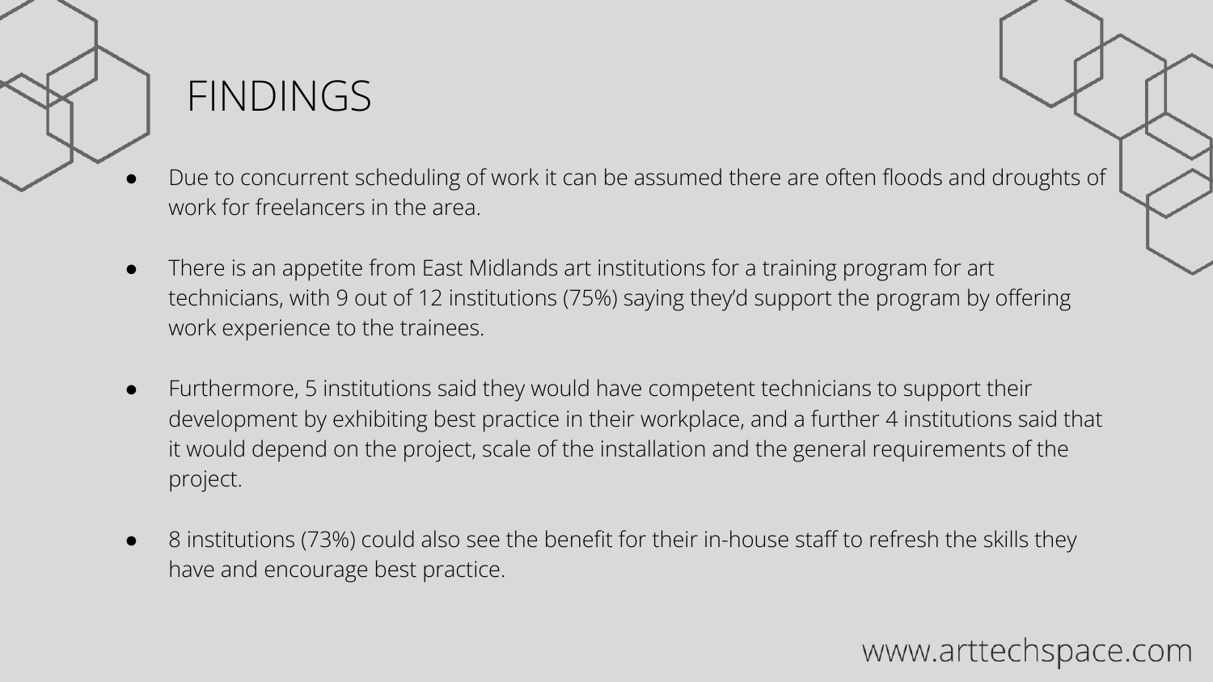# FINDINGS

- Due to concurrent scheduling of work it can be assumed there are often floods and droughts of work for freelancers in the area.

- There is an appetite from East Midlands art institutions for a training program for art technicians, with 9 out of 12 institutions (75%) saying they'd support the program by offering work experience to the trainees.

- Furthermore, 5 institutions said they would have competent technicians to support their development by exhibiting best practice in their workplace, and a further 4 institutions said that it would depend on the project, scale of the installation and the general requirements of the project.

- 8 institutions (73%) could also see the benefit for their in-house staff to refresh the skills they have and encourage best practice.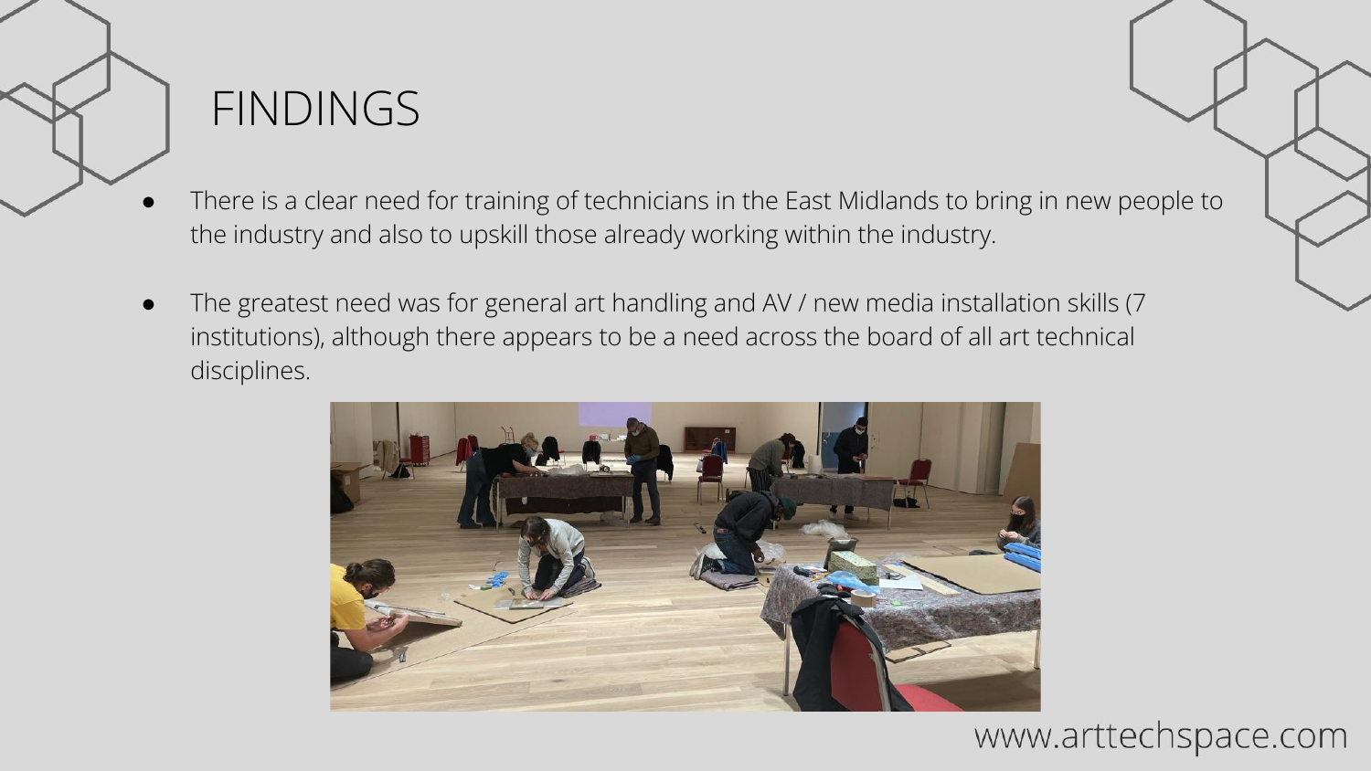# FINDINGS

- There is a clear need for training of technicians in the East Midlands to bring in new people to the industry and also to upskill those already working within the industry.
- The greatest need was for general art handling and AV / new media installation skills (7 institutions), although there appears to be a need across the board of all art technical disciplines.

www.arttechspace.com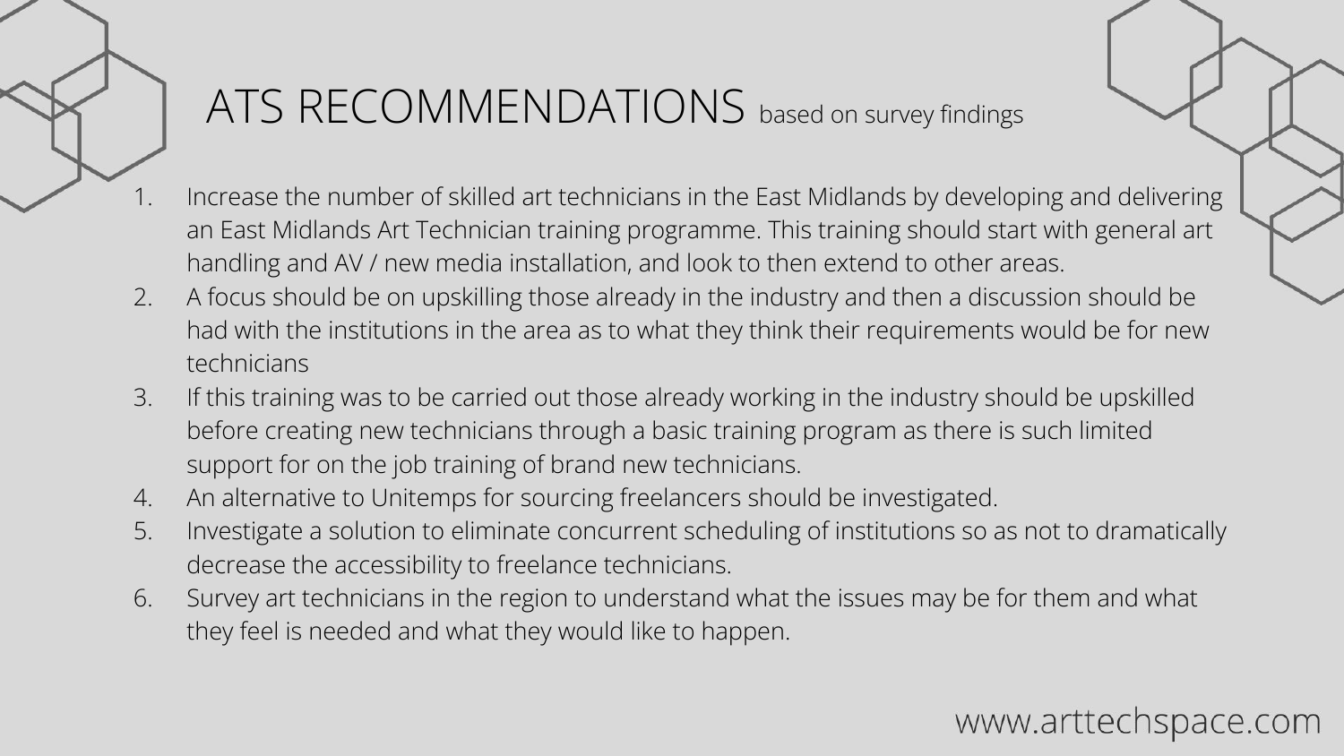# ATS RECOMMENDATIONS based on survey findings

1. Increase the number of skilled art technicians in the East Midlands by developing and delivering an East Midlands Art Technician training programme. This training should start with general art handling and AV / new media installation, and look to then extend to other areas.
2. A focus should be on upskilling those already in the industry and then a discussion should be had with the institutions in the area as to what they think their requirements would be for new technicians
3. If this training was to be carried out those already working in the industry should be upskilled before creating new technicians through a basic training program as there is such limited support for on the job training of brand new technicians.
4. An alternative to Unitemps for sourcing freelancers should be investigated.
5. Investigate a solution to eliminate concurrent scheduling of institutions so as not to dramatically decrease the accessibility to freelance technicians.
6. Survey art technicians in the region to understand what the issues may be for them and what they feel is needed and what they would like to happen.

www.arttechspace.com